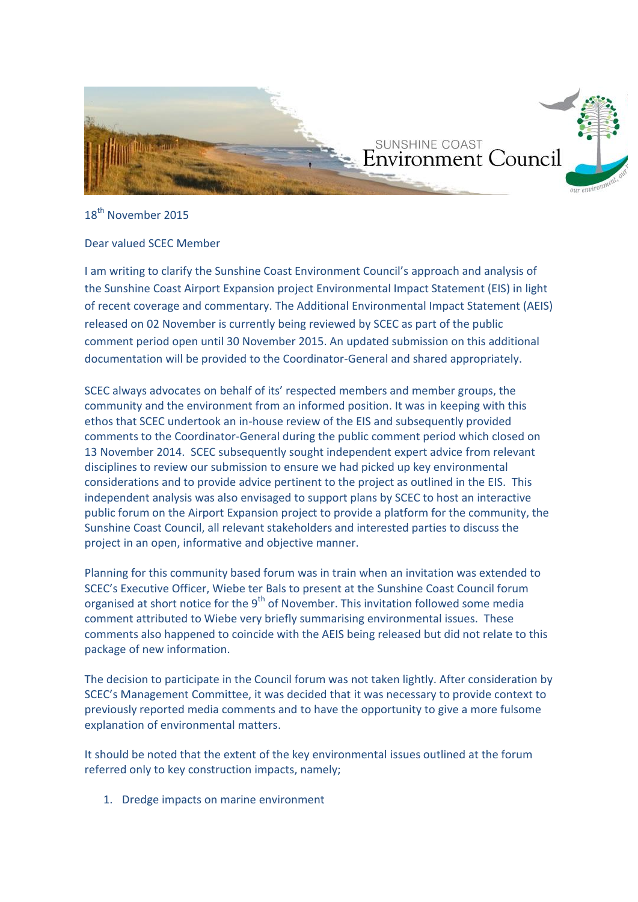SUNSHINE COAST
Environment Council

18th November 2015

Dear valued SCEC Member

I am writing to clarify the Sunshine Coast Environment Council's approach and analysis of the Sunshine Coast Airport Expansion project Environmental Impact Statement (EIS) in light of recent coverage and commentary. The Additional Environmental Impact Statement (AEIS) released on 02 November is currently being reviewed by SCEC as part of the public comment period open until 30 November 2015. An updated submission on this additional documentation will be provided to the Coordinator-General and shared appropriately.

SCEC always advocates on behalf of its' respected members and member groups, the community and the environment from an informed position. It was in keeping with this ethos that SCEC undertook an in-house review of the EIS and subsequently provided comments to the Coordinator-General during the public comment period which closed on 13 November 2014. SCEC subsequently sought independent expert advice from relevant disciplines to review our submission to ensure we had picked up key environmental considerations and to provide advice pertinent to the project as outlined in the EIS. This independent analysis was also envisaged to support plans by SCEC to host an interactive public forum on the Airport Expansion project to provide a platform for the community, the Sunshine Coast Council, all relevant stakeholders and interested parties to discuss the project in an open, informative and objective manner.

Planning for this community based forum was in train when an invitation was extended to SCEC's Executive Officer, Wiebe ter Bals to present at the Sunshine Coast Council forum organised at short notice for the 9th of November. This invitation followed some media comment attributed to Wiebe very briefly summarising environmental issues. These comments also happened to coincide with the AEIS being released but did not relate to this package of new information.

The decision to participate in the Council forum was not taken lightly. After consideration by SCEC's Management Committee, it was decided that it was necessary to provide context to previously reported media comments and to have the opportunity to give a more fulsome explanation of environmental matters.

It should be noted that the extent of the key environmental issues outlined at the forum referred only to key construction impacts, namely;

1. Dredge impacts on marine environment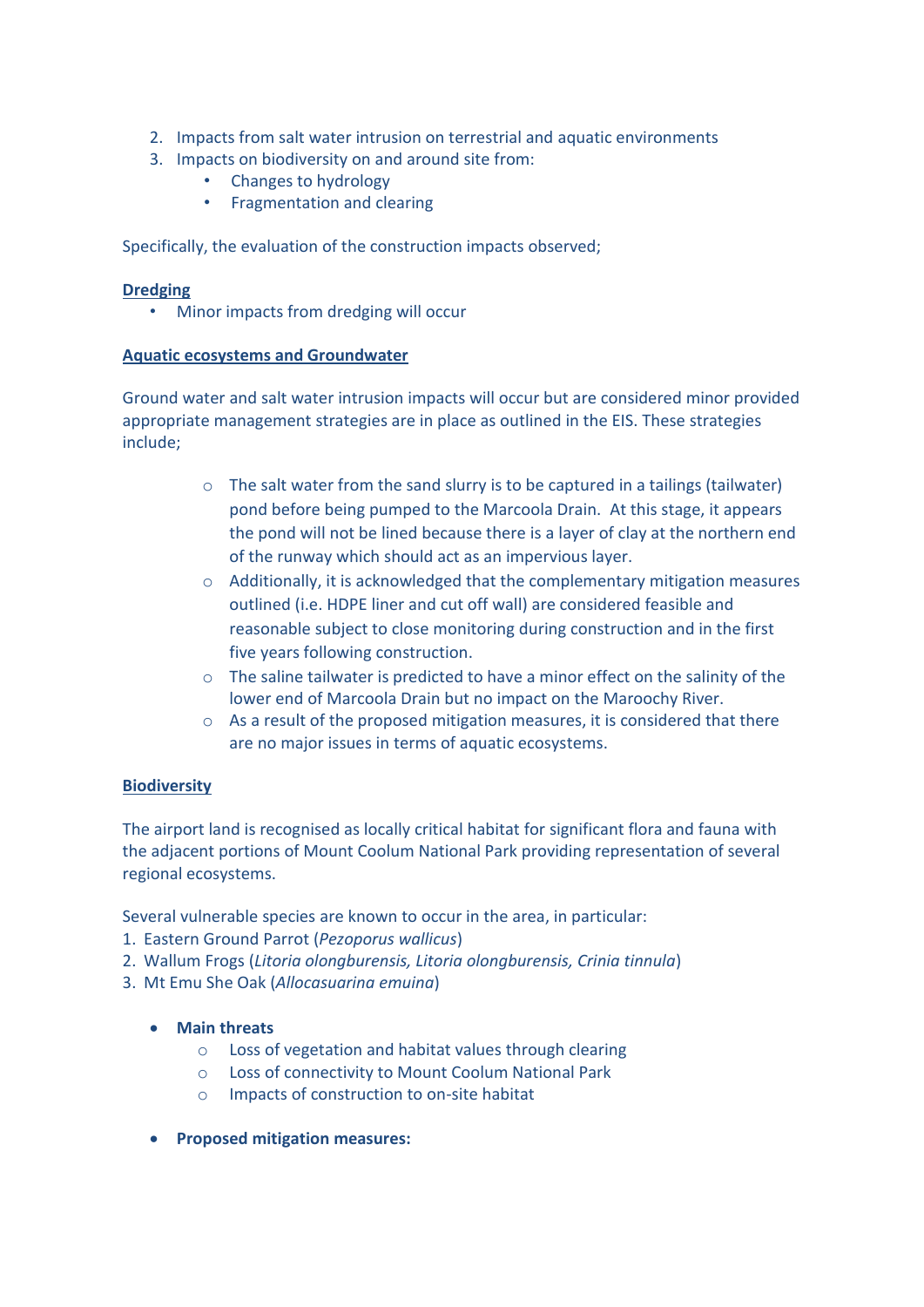2. Impacts from salt water intrusion on terrestrial and aquatic environments
3. Impacts on biodiversity on and around site from:
   - Changes to hydrology
   - Fragmentation and clearing

Specifically, the evaluation of the construction impacts observed;

**Dredging**

- Minor impacts from dredging will occur

**Aquatic ecosystems and Groundwater**

Ground water and salt water intrusion impacts will occur but are considered minor provided appropriate management strategies are in place as outlined in the EIS. These strategies include;

- The salt water from the sand slurry is to be captured in a tailings (tailwater) pond before being pumped to the Marcoola Drain. At this stage, it appears the pond will not be lined because there is a layer of clay at the northern end of the runway which should act as an impervious layer.
- Additionally, it is acknowledged that the complementary mitigation measures outlined (i.e. HDPE liner and cut off wall) are considered feasible and reasonable subject to close monitoring during construction and in the first five years following construction.
- The saline tailwater is predicted to have a minor effect on the salinity of the lower end of Marcoola Drain but no impact on the Maroochy River.
- As a result of the proposed mitigation measures, it is considered that there are no major issues in terms of aquatic ecosystems.

**Biodiversity**

The airport land is recognised as locally critical habitat for significant flora and fauna with the adjacent portions of Mount Coolum National Park providing representation of several regional ecosystems.

Several vulnerable species are known to occur in the area, in particular:

1. Eastern Ground Parrot (*Pezoporus wallicus*)
2. Wallum Frogs (*Litoria olongburensis, Litoria olongburensis, Crinia tinnula*)
3. Mt Emu She Oak (*Allocasuarina emuina*)

- **Main threats**
  - Loss of vegetation and habitat values through clearing
  - Loss of connectivity to Mount Coolum National Park
  - Impacts of construction to on-site habitat
- **Proposed mitigation measures:**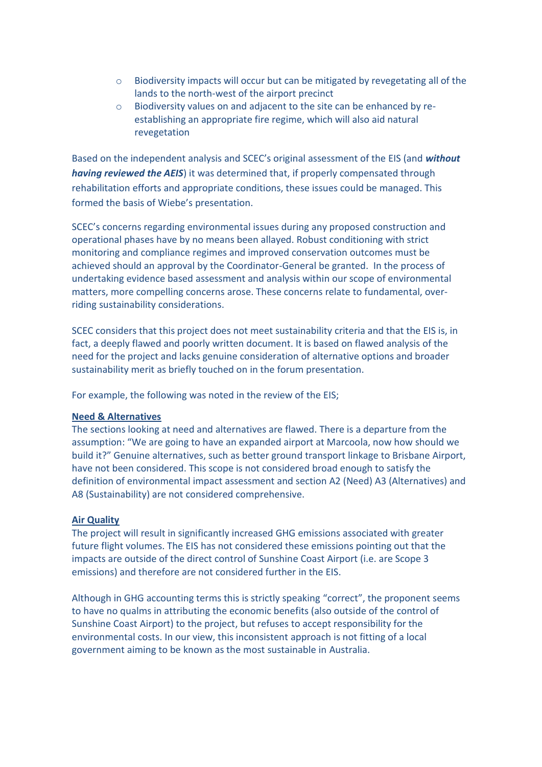- Biodiversity impacts will occur but can be mitigated by revegetating all of the lands to the north-west of the airport precinct
- Biodiversity values on and adjacent to the site can be enhanced by re-establishing an appropriate fire regime, which will also aid natural revegetation

Based on the independent analysis and SCEC's original assessment of the EIS (and ***without having reviewed the AEIS***) it was determined that, if properly compensated through rehabilitation efforts and appropriate conditions, these issues could be managed. This formed the basis of Wiebe's presentation.

SCEC's concerns regarding environmental issues during any proposed construction and operational phases have by no means been allayed. Robust conditioning with strict monitoring and compliance regimes and improved conservation outcomes must be achieved should an approval by the Coordinator-General be granted. In the process of undertaking evidence based assessment and analysis within our scope of environmental matters, more compelling concerns arose. These concerns relate to fundamental, over-riding sustainability considerations.

SCEC considers that this project does not meet sustainability criteria and that the EIS is, in fact, a deeply flawed and poorly written document. It is based on flawed analysis of the need for the project and lacks genuine consideration of alternative options and broader sustainability merit as briefly touched on in the forum presentation.

For example, the following was noted in the review of the EIS;

**Need & Alternatives**

The sections looking at need and alternatives are flawed. There is a departure from the assumption: "We are going to have an expanded airport at Marcoola, now how should we build it?" Genuine alternatives, such as better ground transport linkage to Brisbane Airport, have not been considered. This scope is not considered broad enough to satisfy the definition of environmental impact assessment and section A2 (Need) A3 (Alternatives) and A8 (Sustainability) are not considered comprehensive.

**Air Quality**

The project will result in significantly increased GHG emissions associated with greater future flight volumes. The EIS has not considered these emissions pointing out that the impacts are outside of the direct control of Sunshine Coast Airport (i.e. are Scope 3 emissions) and therefore are not considered further in the EIS.

Although in GHG accounting terms this is strictly speaking "correct", the proponent seems to have no qualms in attributing the economic benefits (also outside of the control of Sunshine Coast Airport) to the project, but refuses to accept responsibility for the environmental costs. In our view, this inconsistent approach is not fitting of a local government aiming to be known as the most sustainable in Australia.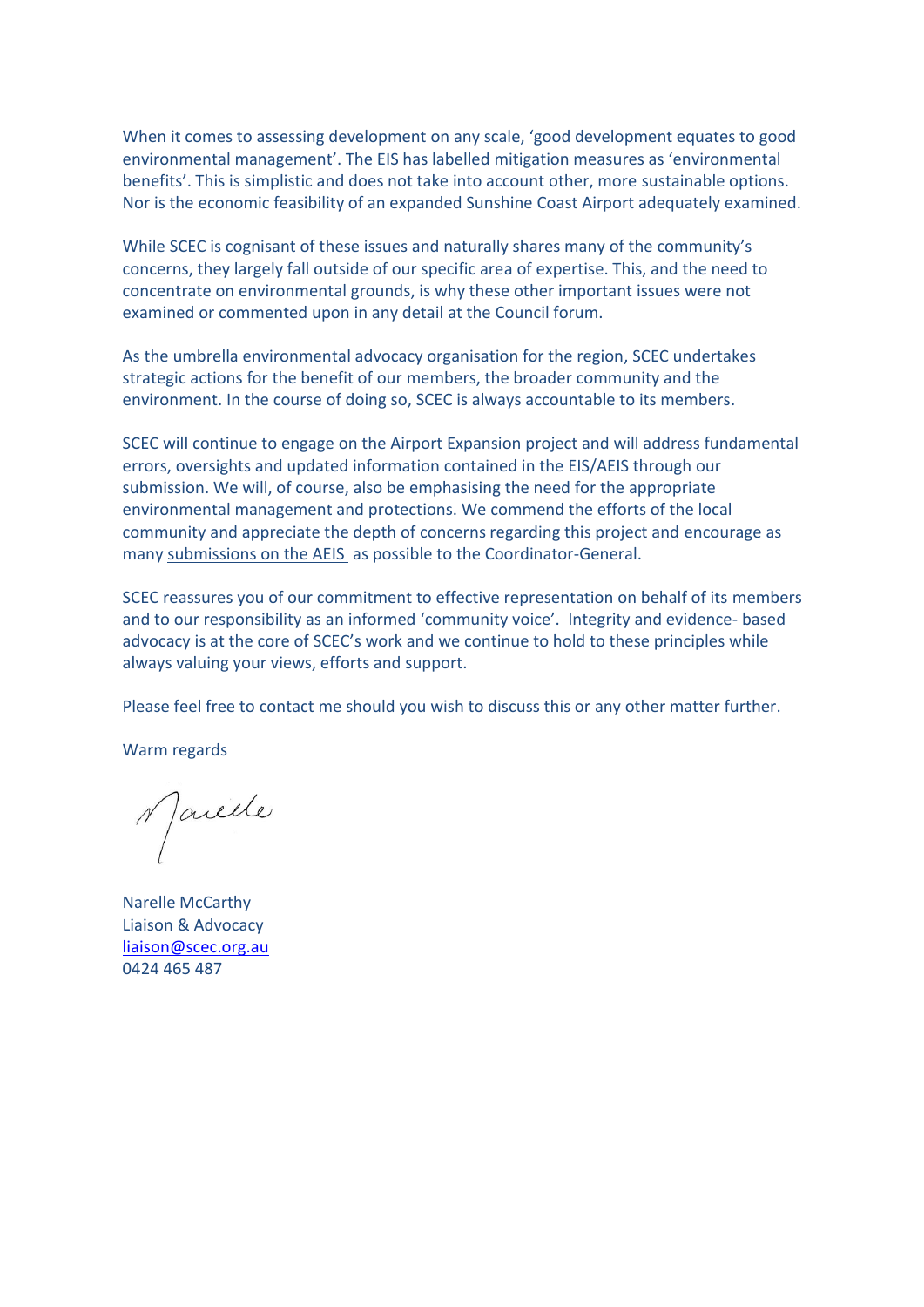When it comes to assessing development on any scale, 'good development equates to good environmental management'. The EIS has labelled mitigation measures as 'environmental benefits'. This is simplistic and does not take into account other, more sustainable options. Nor is the economic feasibility of an expanded Sunshine Coast Airport adequately examined.

While SCEC is cognisant of these issues and naturally shares many of the community's concerns, they largely fall outside of our specific area of expertise. This, and the need to concentrate on environmental grounds, is why these other important issues were not examined or commented upon in any detail at the Council forum.

As the umbrella environmental advocacy organisation for the region, SCEC undertakes strategic actions for the benefit of our members, the broader community and the environment. In the course of doing so, SCEC is always accountable to its members.

SCEC will continue to engage on the Airport Expansion project and will address fundamental errors, oversights and updated information contained in the EIS/AEIS through our submission. We will, of course, also be emphasising the need for the appropriate environmental management and protections. We commend the efforts of the local community and appreciate the depth of concerns regarding this project and encourage as many submissions on the AEIS as possible to the Coordinator-General.

SCEC reassures you of our commitment to effective representation on behalf of its members and to our responsibility as an informed 'community voice'. Integrity and evidence- based advocacy is at the core of SCEC's work and we continue to hold to these principles while always valuing your views, efforts and support.

Please feel free to contact me should you wish to discuss this or any other matter further.

Warm regards

Narelle

Narelle McCarthy
Liaison & Advocacy
liaison@scec.org.au
0424 465 487